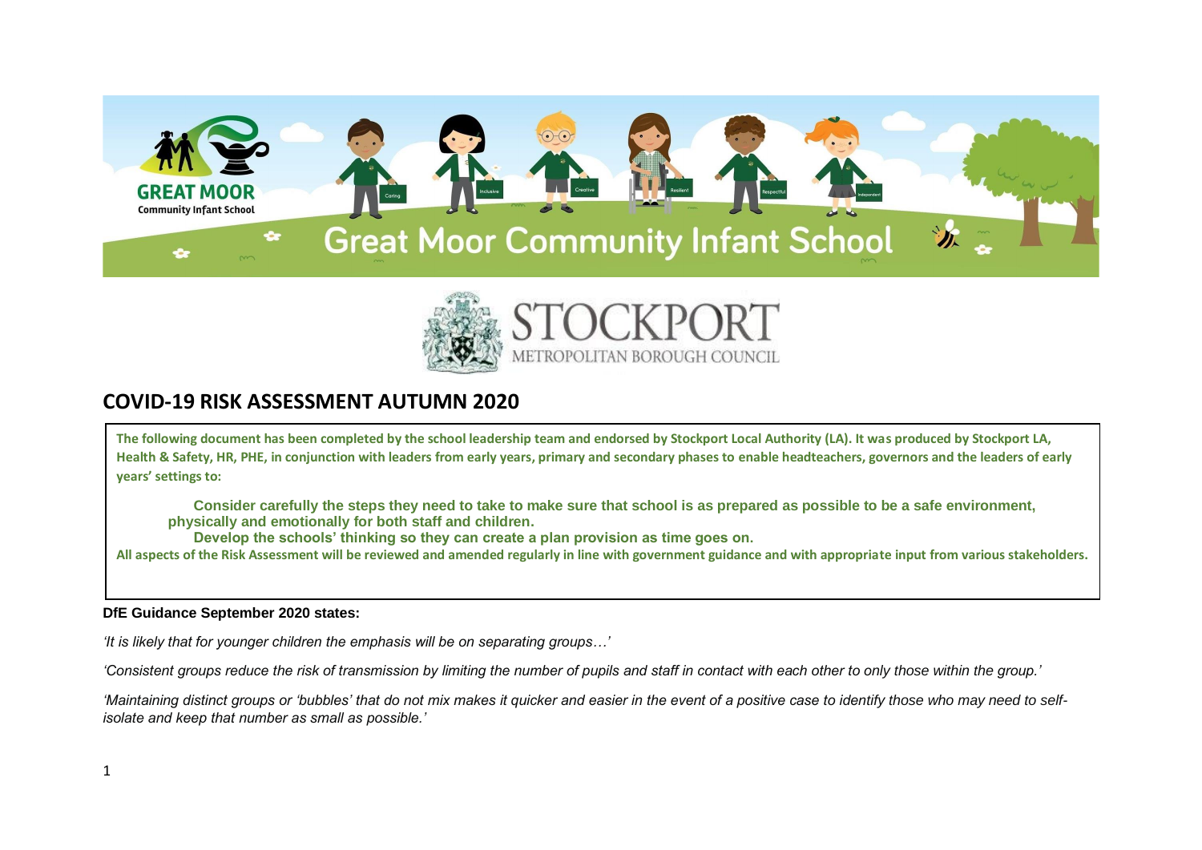Great Moor Community Infant School

STOCKPORT METROPOLITAN BOROUGH COUNCIL

# COVID-19 RISK ASSESSMENT AUTUMN 2020

**The following document has been completed by the school leadership team and endorsed by Stockport Local Authority (LA). It was produced by Stockport LA, Health & Safety, HR, PHE, in conjunction with leaders from early years, primary and secondary phases to enable headteachers, governors and the leaders of early years' settings to:**

- **Consider carefully the steps they need to take to make sure that school is as prepared as possible to be a safe environment, physically and emotionally for both staff and children.**
- **Develop the schools' thinking so they can create a plan provision as time goes on.**

**All aspects of the Risk Assessment will be reviewed and amended regularly in line with government guidance and with appropriate input from various stakeholders.**

**DfE Guidance September 2020 states:**

*'It is likely that for younger children the emphasis will be on separating groups…'*

*'Consistent groups reduce the risk of transmission by limiting the number of pupils and staff in contact with each other to only those within the group.'*

*'Maintaining distinct groups or 'bubbles' that do not mix makes it quicker and easier in the event of a positive case to identify those who may need to self-isolate and keep that number as small as possible.'*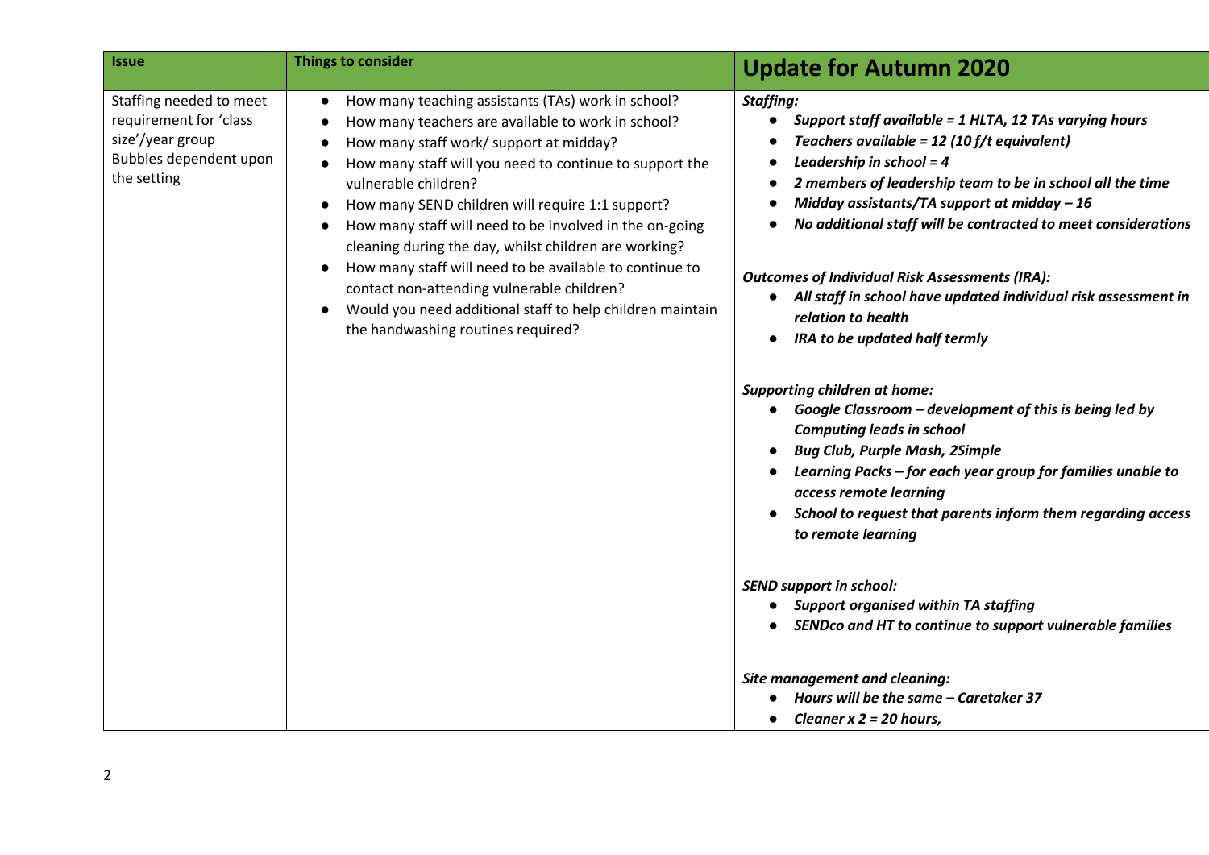| Issue | Things to consider | Update for Autumn 2020 |
|---|---|---|
| Staffing needed to meet requirement for 'class size'/year group Bubbles dependent upon the setting | • How many teaching assistants (TAs) work in school?<br>• How many teachers are available to work in school?<br>• How many staff work/ support at midday?<br>• How many staff will you need to continue to support the vulnerable children?<br>• How many SEND children will require 1:1 support?<br>• How many staff will need to be involved in the on-going cleaning during the day, whilst children are working?<br>• How many staff will need to be available to continue to contact non-attending vulnerable children?<br>• Would you need additional staff to help children maintain the handwashing routines required? | ***Staffing:***<br>• ***Support staff available = 1 HLTA, 12 TAs varying hours***<br>• ***Teachers available = 12 (10 f/t equivalent)***<br>• ***Leadership in school = 4***<br>• ***2 members of leadership team to be in school all the time***<br>• ***Midday assistants/TA support at midday – 16***<br>• ***No additional staff will be contracted to meet considerations***<br><br>***Outcomes of Individual Risk Assessments (IRA):***<br>• ***All staff in school have updated individual risk assessment in relation to health***<br>• ***IRA to be updated half termly***<br><br>***Supporting children at home:***<br>• ***Google Classroom – development of this is being led by Computing leads in school***<br>• ***Bug Club, Purple Mash, 2Simple***<br>• ***Learning Packs – for each year group for families unable to access remote learning***<br>• ***School to request that parents inform them regarding access to remote learning***<br><br>***SEND support in school:***<br>• ***Support organised within TA staffing***<br>• ***SENDco and HT to continue to support vulnerable families***<br><br>***Site management and cleaning:***<br>• ***Hours will be the same – Caretaker 37***<br>• ***Cleaner x 2 = 20 hours,*** |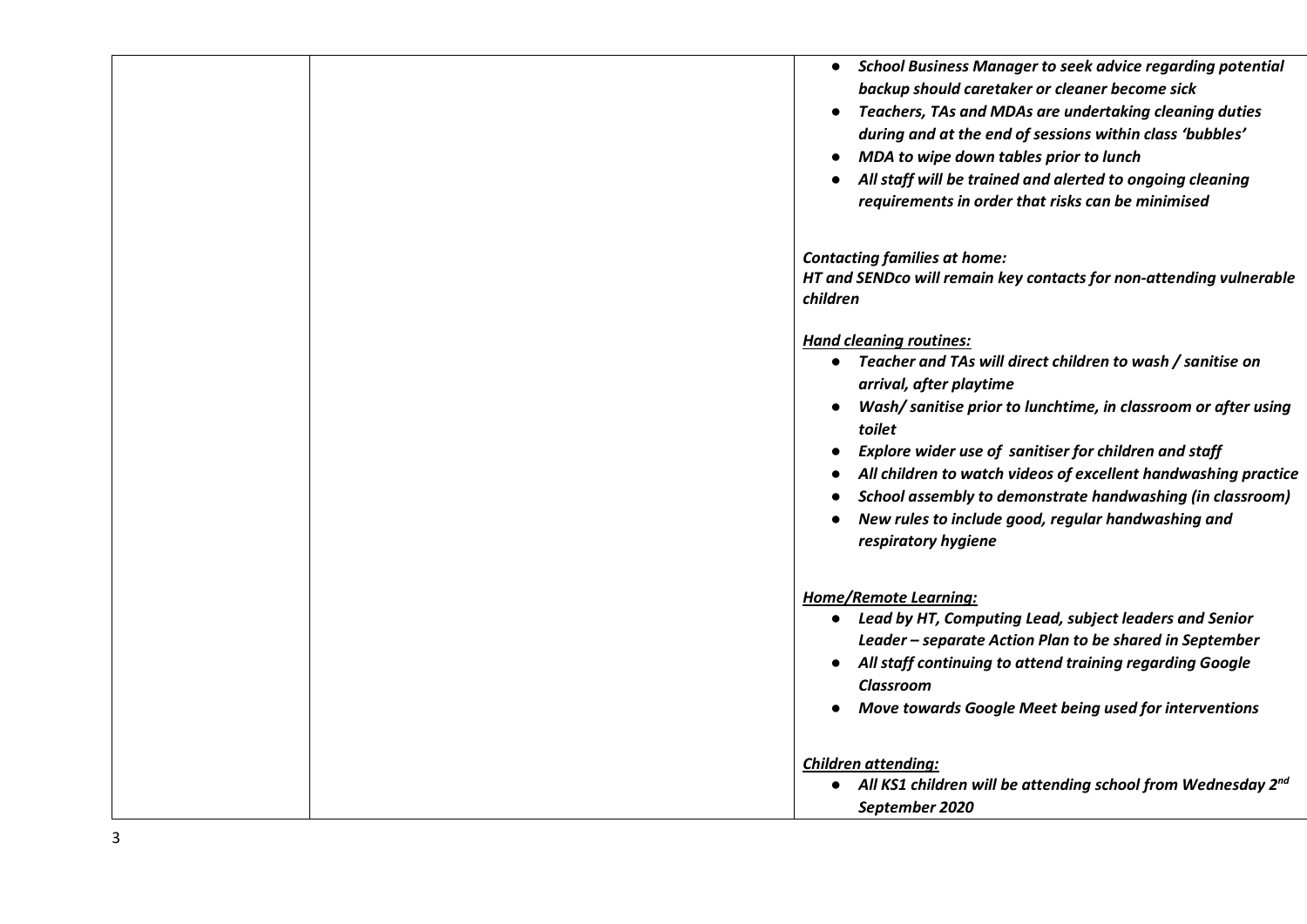| | | <ul><li>*School Business Manager to seek advice regarding potential backup should caretaker or cleaner become sick*</li><li>*Teachers, TAs and MDAs are undertaking cleaning duties during and at the end of sessions within class 'bubbles'*</li><li>*MDA to wipe down tables prior to lunch*</li><li>*All staff will be trained and alerted to ongoing cleaning requirements in order that risks can be minimised*</li></ul><br>*Contacting families at home:*<br>*HT and SENDco will remain key contacts for non-attending vulnerable children*<br><br>***Hand cleaning routines:***<ul><li>*Teacher and TAs will direct children to wash / sanitise on arrival, after playtime*</li><li>*Wash/ sanitise prior to lunchtime, in classroom or after using toilet*</li><li>*Explore wider use of sanitiser for children and staff*</li><li>*All children to watch videos of excellent handwashing practice*</li><li>*School assembly to demonstrate handwashing (in classroom)*</li><li>*New rules to include good, regular handwashing and respiratory hygiene*</li></ul><br>***Home/Remote Learning:***<ul><li>*Lead by HT, Computing Lead, subject leaders and Senior Leader – separate Action Plan to be shared in September*</li><li>*All staff continuing to attend training regarding Google Classroom*</li><li>*Move towards Google Meet being used for interventions*</li></ul><br>***Children attending:***<ul><li>*All KS1 children will be attending school from Wednesday 2nd September 2020*</li></ul> |
|---|---|---|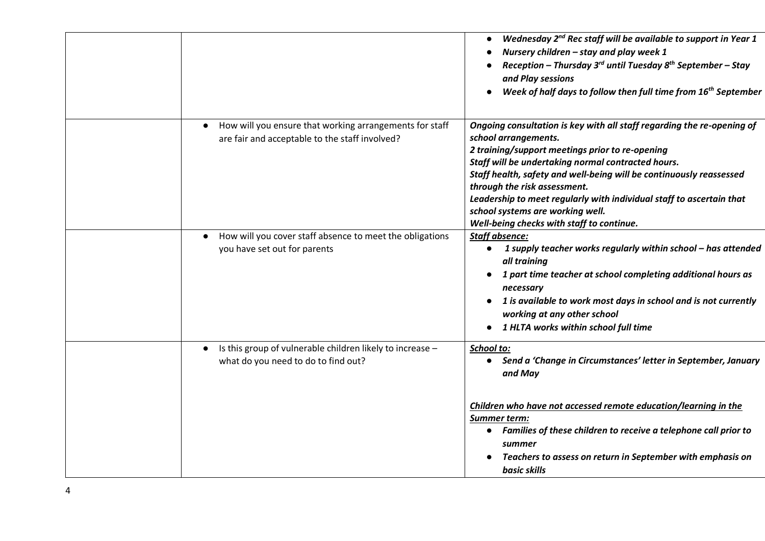| | | |
|---|---|---|
| | | • ***Wednesday 2nd Rec staff will be available to support in Year 1***<br>• ***Nursery children – stay and play week 1***<br>• ***Reception – Thursday 3rd until Tuesday 8th September – Stay and Play sessions***<br>• ***Week of half days to follow then full time from 16th September*** |
| | • How will you ensure that working arrangements for staff are fair and acceptable to the staff involved? | ***Ongoing consultation is key with all staff regarding the re-opening of school arrangements.***<br>***2 training/support meetings prior to re-opening***<br>***Staff will be undertaking normal contracted hours.***<br>***Staff health, safety and well-being will be continuously reassessed through the risk assessment.***<br>***Leadership to meet regularly with individual staff to ascertain that school systems are working well.***<br>***Well-being checks with staff to continue.*** |
| | • How will you cover staff absence to meet the obligations you have set out for parents | ***<u>Staff absence:</u>***<br>• ***1 supply teacher works regularly within school – has attended all training***<br>• ***1 part time teacher at school completing additional hours as necessary***<br>• ***1 is available to work most days in school and is not currently working at any other school***<br>• ***1 HLTA works within school full time*** |
| | • Is this group of vulnerable children likely to increase – what do you need to do to find out? | ***<u>School to:</u>***<br>• ***Send a 'Change in Circumstances' letter in September, January and May***<br><br>***<u>Children who have not accessed remote education/learning in the Summer term:</u>***<br>• ***Families of these children to receive a telephone call prior to summer***<br>• ***Teachers to assess on return in September with emphasis on basic skills*** |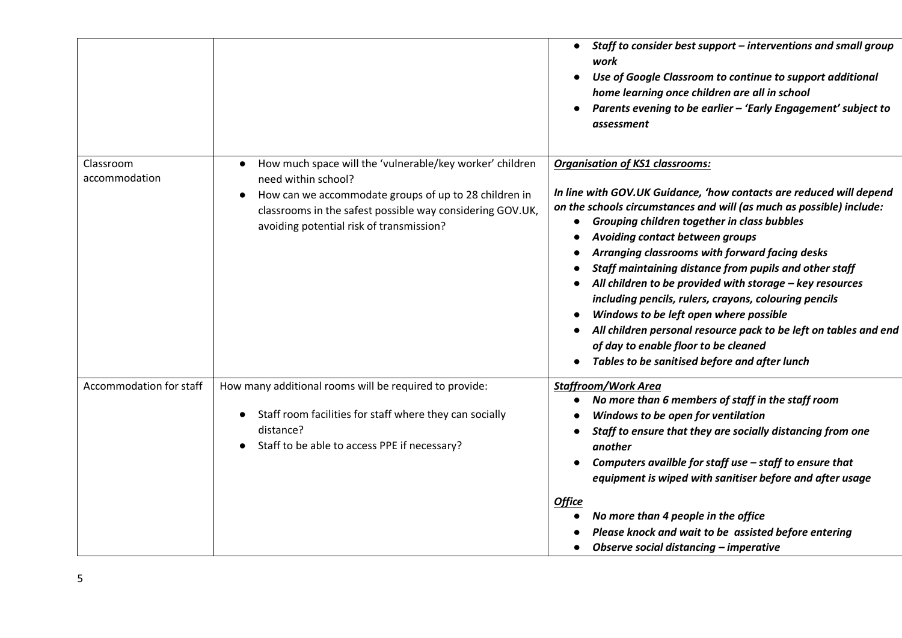| | | |
|---|---|---|
| | | • ***Staff to consider best support – interventions and small group work***<br>• ***Use of Google Classroom to continue to support additional home learning once children are all in school***<br>• ***Parents evening to be earlier – 'Early Engagement' subject to assessment*** |
| Classroom accommodation | • How much space will the 'vulnerable/key worker' children need within school?<br>• How can we accommodate groups of up to 28 children in classrooms in the safest possible way considering GOV.UK, avoiding potential risk of transmission? | ***<u>Organisation of KS1 classrooms:</u>***<br><br>***In line with GOV.UK Guidance, 'how contacts are reduced will depend on the schools circumstances and will (as much as possible) include:***<br>• ***Grouping children together in class bubbles***<br>• ***Avoiding contact between groups***<br>• ***Arranging classrooms with forward facing desks***<br>• ***Staff maintaining distance from pupils and other staff***<br>• ***All children to be provided with storage – key resources including pencils, rulers, crayons, colouring pencils***<br>• ***Windows to be left open where possible***<br>• ***All children personal resource pack to be left on tables and end of day to enable floor to be cleaned***<br>• ***Tables to be sanitised before and after lunch*** |
| Accommodation for staff | How many additional rooms will be required to provide:<br>• Staff room facilities for staff where they can socially distance?<br>• Staff to be able to access PPE if necessary? | ***<u>Staffroom/Work Area</u>***<br>• ***No more than 6 members of staff in the staff room***<br>• ***Windows to be open for ventilation***<br>• ***Staff to ensure that they are socially distancing from one another***<br>• ***Computers availble for staff use – staff to ensure that equipment is wiped with sanitiser before and after usage***<br><br>***<u>Office</u>***<br>• ***No more than 4 people in the office***<br>• ***Please knock and wait to be assisted before entering***<br>• ***Observe social distancing – imperative*** |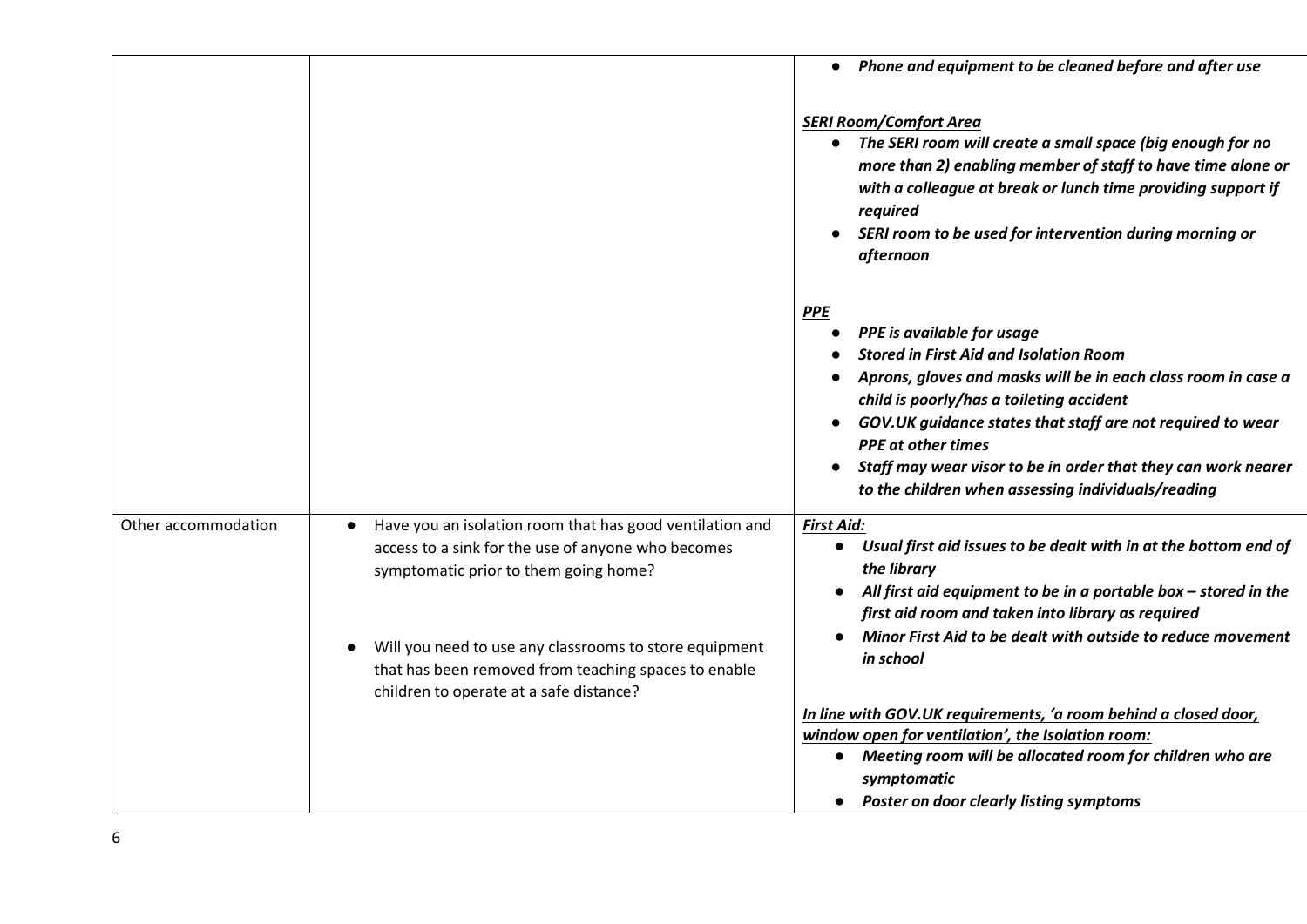| | | |
|---|---|---|
| | | • ***Phone and equipment to be cleaned before and after use***<br><br>***<u>SERI Room/Comfort Area</u>***<br>• ***The SERI room will create a small space (big enough for no more than 2) enabling member of staff to have time alone or with a colleague at break or lunch time providing support if required***<br>• ***SERI room to be used for intervention during morning or afternoon***<br><br>***<u>PPE</u>***<br>• ***PPE is available for usage***<br>• ***Stored in First Aid and Isolation Room***<br>• ***Aprons, gloves and masks will be in each class room in case a child is poorly/has a toileting accident***<br>• ***GOV.UK guidance states that staff are not required to wear PPE at other times***<br>• ***Staff may wear visor to be in order that they can work nearer to the children when assessing individuals/reading*** |
| Other accommodation | • Have you an isolation room that has good ventilation and access to a sink for the use of anyone who becomes symptomatic prior to them going home?<br><br>• Will you need to use any classrooms to store equipment that has been removed from teaching spaces to enable children to operate at a safe distance? | ***<u>First Aid:</u>***<br>• ***Usual first aid issues to be dealt with in at the bottom end of the library***<br>• ***All first aid equipment to be in a portable box – stored in the first aid room and taken into library as required***<br>• ***Minor First Aid to be dealt with outside to reduce movement in school***<br><br>***<u>In line with GOV.UK requirements, 'a room behind a closed door, window open for ventilation', the Isolation room:</u>***<br>• ***Meeting room will be allocated room for children who are symptomatic***<br>• ***Poster on door clearly listing symptoms*** |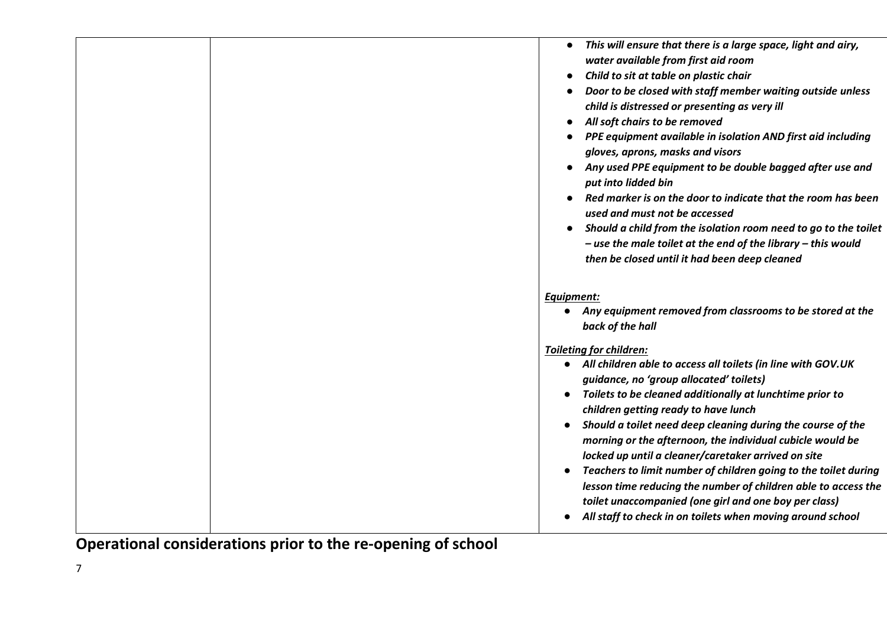| | | |
|---|---|---|
| | | • ***This will ensure that there is a large space, light and airy, water available from first aid room***<br>• ***Child to sit at table on plastic chair***<br>• ***Door to be closed with staff member waiting outside unless child is distressed or presenting as very ill***<br>• ***All soft chairs to be removed***<br>• ***PPE equipment available in isolation AND first aid including gloves, aprons, masks and visors***<br>• ***Any used PPE equipment to be double bagged after use and put into lidded bin***<br>• ***Red marker is on the door to indicate that the room has been used and must not be accessed***<br>• ***Should a child from the isolation room need to go to the toilet – use the male toilet at the end of the library – this would then be closed until it had been deep cleaned***<br><br>***<u>Equipment:</u>***<br>• ***Any equipment removed from classrooms to be stored at the back of the hall***<br><br>***<u>Toileting for children:</u>***<br>• ***All children able to access all toilets (in line with GOV.UK guidance, no 'group allocated' toilets)***<br>• ***Toilets to be cleaned additionally at lunchtime prior to children getting ready to have lunch***<br>• ***Should a toilet need deep cleaning during the course of the morning or the afternoon, the individual cubicle would be locked up until a cleaner/caretaker arrived on site***<br>• ***Teachers to limit number of children going to the toilet during lesson time reducing the number of children able to access the toilet unaccompanied (one girl and one boy per class)***<br>• ***All staff to check in on toilets when moving around school*** |

## Operational considerations prior to the re-opening of school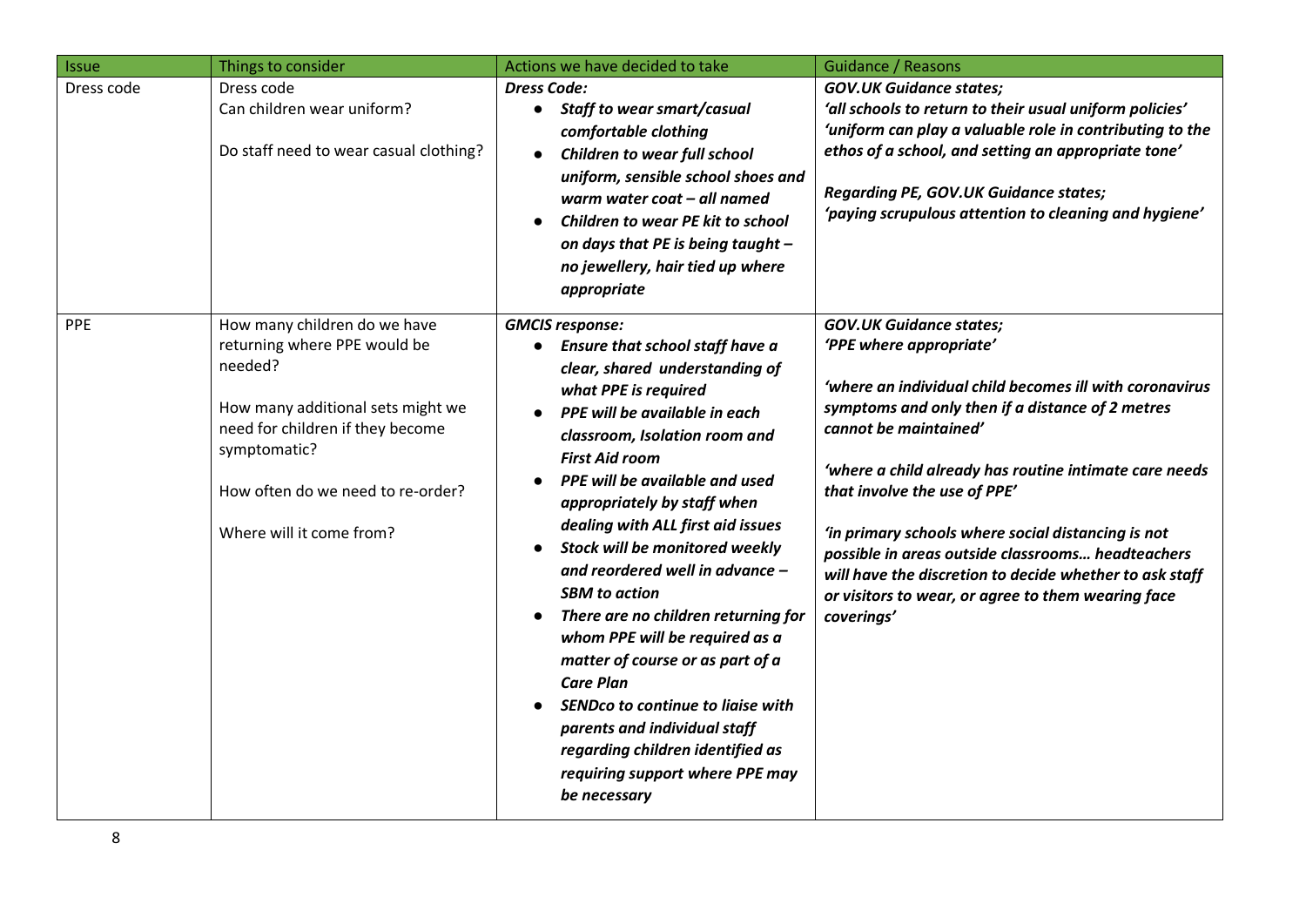| Issue | Things to consider | Actions we have decided to take | Guidance / Reasons |
| --- | --- | --- | --- |
| Dress code | Dress code<br>Can children wear uniform?<br><br>Do staff need to wear casual clothing? | ***Dress Code:***<br>● ***Staff to wear smart/casual comfortable clothing***<br>● ***Children to wear full school uniform, sensible school shoes and warm water coat – all named***<br>● ***Children to wear PE kit to school on days that PE is being taught – no jewellery, hair tied up where appropriate*** | ***GOV.UK Guidance states;***<br>***'all schools to return to their usual uniform policies'***<br>***'uniform can play a valuable role in contributing to the ethos of a school, and setting an appropriate tone'***<br><br>***Regarding PE, GOV.UK Guidance states;***<br>***'paying scrupulous attention to cleaning and hygiene'*** |
| PPE | How many children do we have returning where PPE would be needed?<br><br>How many additional sets might we need for children if they become symptomatic?<br><br>How often do we need to re-order?<br><br>Where will it come from? | ***GMCIS response:***<br>● ***Ensure that school staff have a clear, shared understanding of what PPE is required***<br>● ***PPE will be available in each classroom, Isolation room and First Aid room***<br>● ***PPE will be available and used appropriately by staff when dealing with ALL first aid issues***<br>● ***Stock will be monitored weekly and reordered well in advance – SBM to action***<br>● ***There are no children returning for whom PPE will be required as a matter of course or as part of a Care Plan***<br>● ***SENDco to continue to liaise with parents and individual staff regarding children identified as requiring support where PPE may be necessary*** | ***GOV.UK Guidance states;***<br>***'PPE where appropriate'***<br><br>***'where an individual child becomes ill with coronavirus symptoms and only then if a distance of 2 metres cannot be maintained'***<br><br>***'where a child already has routine intimate care needs that involve the use of PPE'***<br><br>***'in primary schools where social distancing is not possible in areas outside classrooms… headteachers will have the discretion to decide whether to ask staff or visitors to wear, or agree to them wearing face coverings'*** |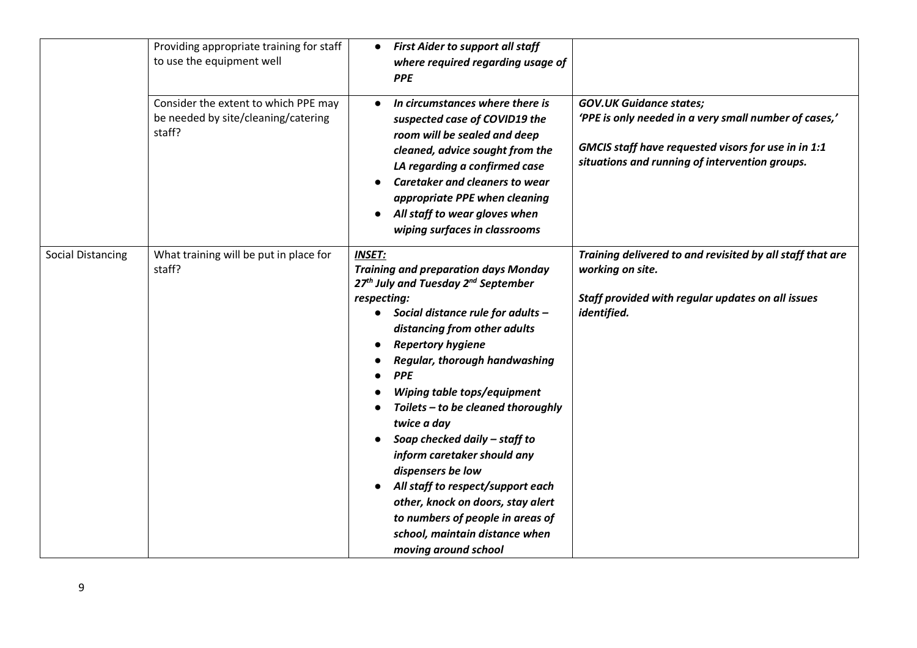| | | | |
|---|---|---|---|
| | Providing appropriate training for staff to use the equipment well | • ***First Aider to support all staff where required regarding usage of PPE*** | |
| | Consider the extent to which PPE may be needed by site/cleaning/catering staff? | • ***In circumstances where there is suspected case of COVID19 the room will be sealed and deep cleaned, advice sought from the LA regarding a confirmed case***<br>• ***Caretaker and cleaners to wear appropriate PPE when cleaning***<br>• ***All staff to wear gloves when wiping surfaces in classrooms*** | ***GOV.UK Guidance states;***<br>***'PPE is only needed in a very small number of cases,'***<br><br>***GMCIS staff have requested visors for use in in 1:1 situations and running of intervention groups.*** |
| Social Distancing | What training will be put in place for staff? | ***<u>INSET:</u>***<br>***Training and preparation days Monday 27th July and Tuesday 2nd September respecting:***<br>• ***Social distance rule for adults – distancing from other adults***<br>• ***Repertory hygiene***<br>• ***Regular, thorough handwashing***<br>• ***PPE***<br>• ***Wiping table tops/equipment***<br>• ***Toilets – to be cleaned thoroughly twice a day***<br>• ***Soap checked daily – staff to inform caretaker should any dispensers be low***<br>• ***All staff to respect/support each other, knock on doors, stay alert to numbers of people in areas of school, maintain distance when moving around school*** | ***Training delivered to and revisited by all staff that are working on site.***<br><br>***Staff provided with regular updates on all issues identified.*** |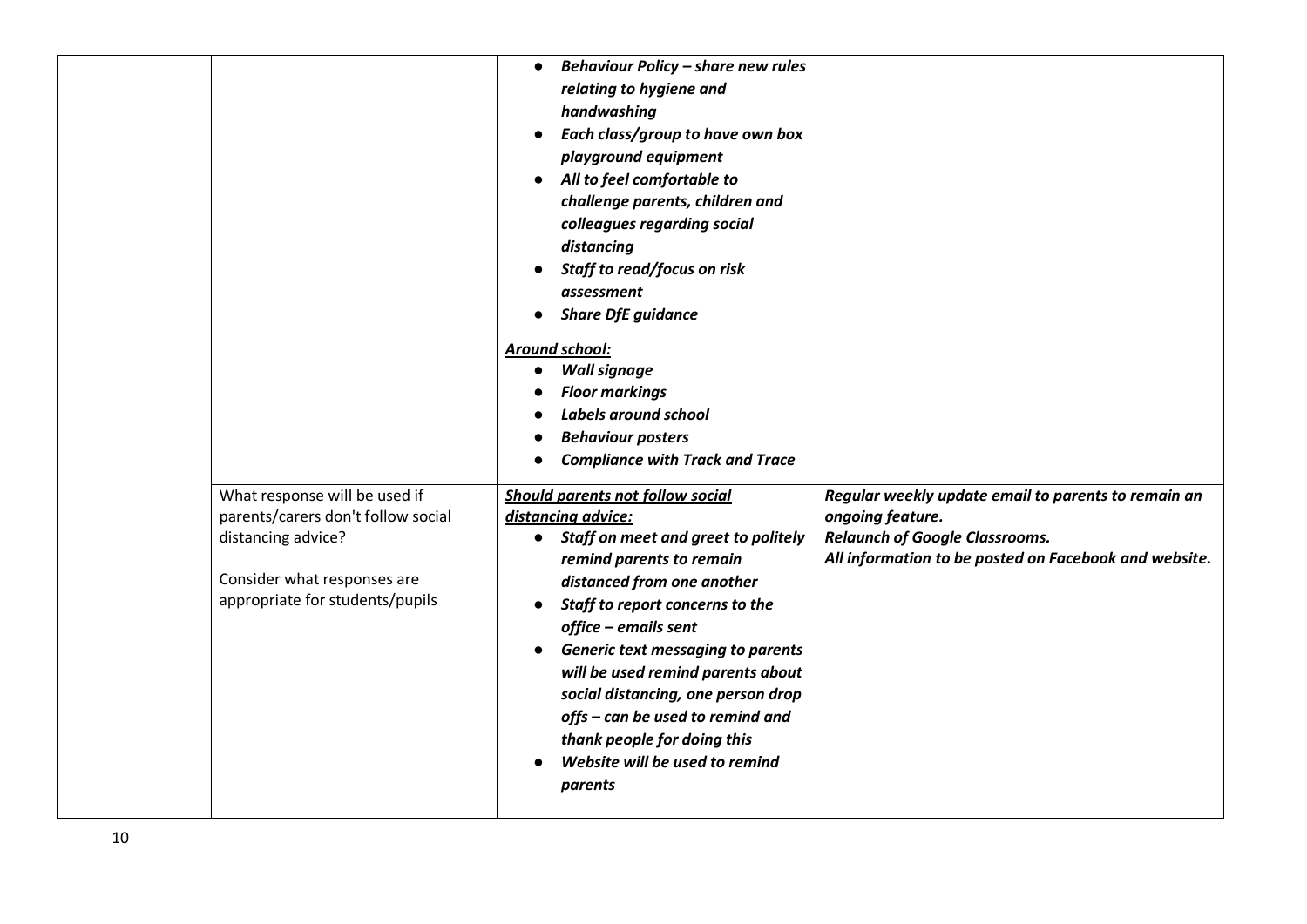| | | | |
|---|---|---|---|
| | | ● ***Behaviour Policy – share new rules relating to hygiene and handwashing***<br>● ***Each class/group to have own box playground equipment***<br>● ***All to feel comfortable to challenge parents, children and colleagues regarding social distancing***<br>● ***Staff to read/focus on risk assessment***<br>● ***Share DfE guidance***<br><br>***<u>Around school:</u>***<br>● ***Wall signage***<br>● ***Floor markings***<br>● ***Labels around school***<br>● ***Behaviour posters***<br>● ***Compliance with Track and Trace*** | |
| | What response will be used if parents/carers don't follow social distancing advice?<br><br>Consider what responses are appropriate for students/pupils | ***<u>Should parents not follow social distancing advice:</u>***<br>● ***Staff on meet and greet to politely remind parents to remain distanced from one another***<br>● ***Staff to report concerns to the office – emails sent***<br>● ***Generic text messaging to parents will be used remind parents about social distancing, one person drop offs – can be used to remind and thank people for doing this***<br>● ***Website will be used to remind parents*** | ***Regular weekly update email to parents to remain an ongoing feature.***<br>***Relaunch of Google Classrooms.***<br>***All information to be posted on Facebook and website.*** |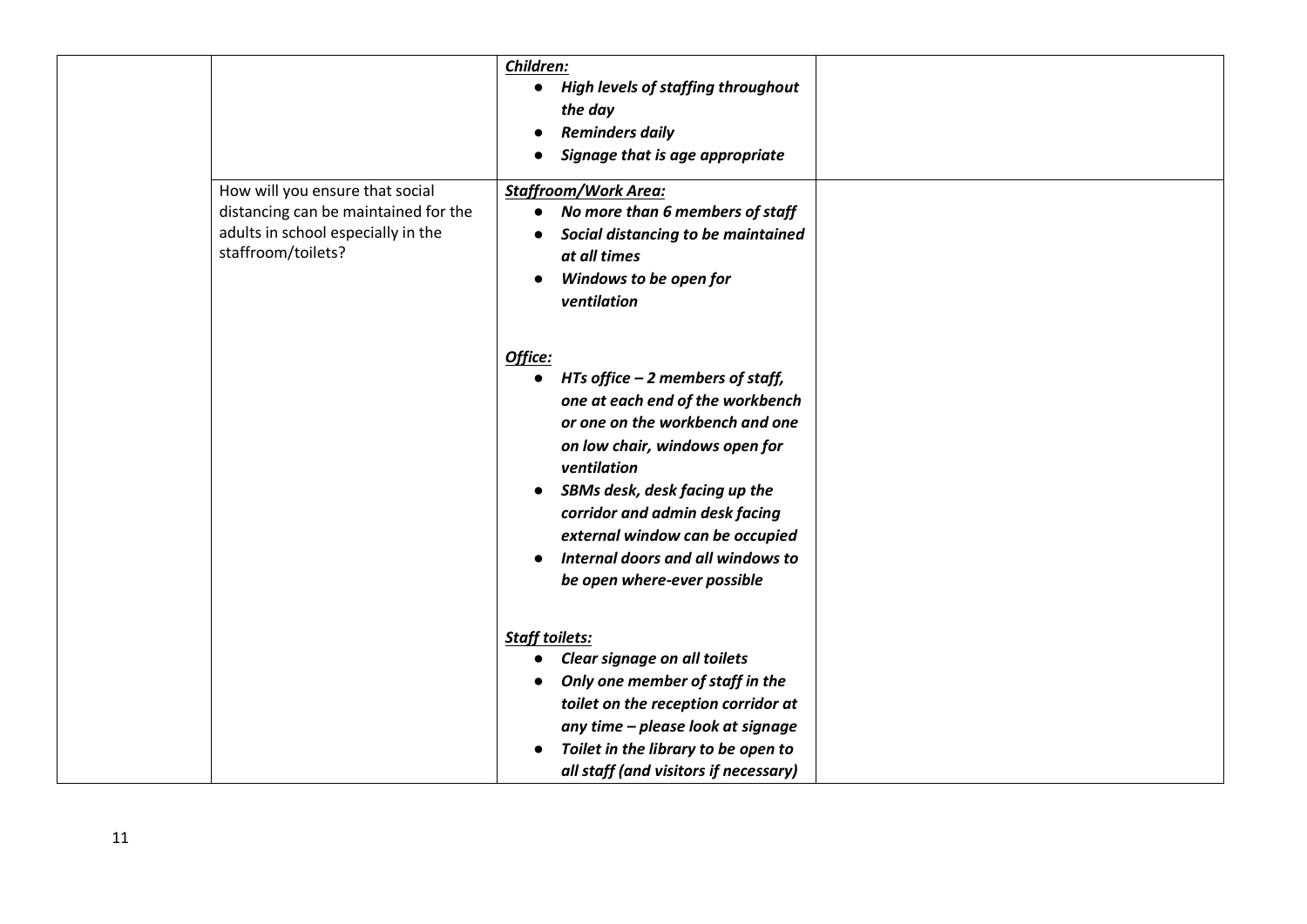| | | | |
|---|---|---|---|
| | | ***Children:***<br>• ***High levels of staffing throughout the day***<br>• ***Reminders daily***<br>• ***Signage that is age appropriate*** | |
| | How will you ensure that social distancing can be maintained for the adults in school especially in the staffroom/toilets? | ***Staffroom/Work Area:***<br>• ***No more than 6 members of staff***<br>• ***Social distancing to be maintained at all times***<br>• ***Windows to be open for ventilation***<br><br>***Office:***<br>• ***HTs office – 2 members of staff, one at each end of the workbench or one on the workbench and one on low chair, windows open for ventilation***<br>• ***SBMs desk, desk facing up the corridor and admin desk facing external window can be occupied***<br>• ***Internal doors and all windows to be open where-ever possible***<br><br>***Staff toilets:***<br>• ***Clear signage on all toilets***<br>• ***Only one member of staff in the toilet on the reception corridor at any time – please look at signage***<br>• ***Toilet in the library to be open to all staff (and visitors if necessary)*** | |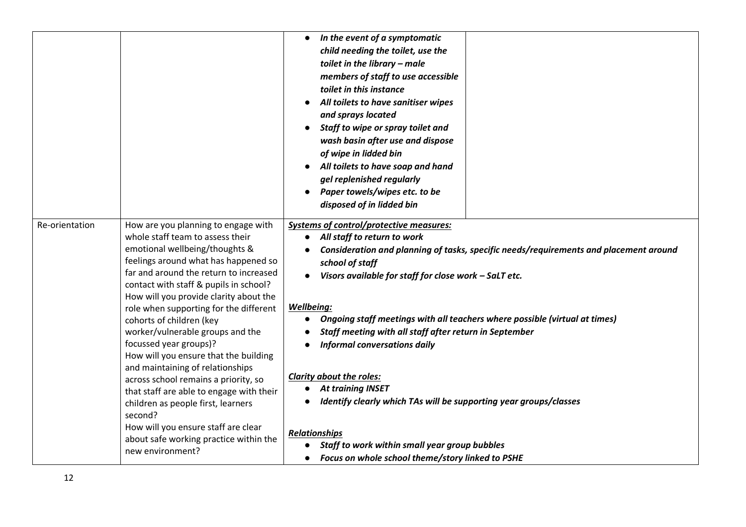| | | | |
|---|---|---|---|
| | | • ***In the event of a symptomatic child needing the toilet, use the toilet in the library – male members of staff to use accessible toilet in this instance***<br>• ***All toilets to have sanitiser wipes and sprays located***<br>• ***Staff to wipe or spray toilet and wash basin after use and dispose of wipe in lidded bin***<br>• ***All toilets to have soap and hand gel replenished regularly***<br>• ***Paper towels/wipes etc. to be disposed of in lidded bin*** | |
| Re-orientation | How are you planning to engage with whole staff team to assess their emotional wellbeing/thoughts & feelings around what has happened so far and around the return to increased contact with staff & pupils in school?<br>How will you provide clarity about the role when supporting for the different cohorts of children (key worker/vulnerable groups and the focussed year groups)?<br>How will you ensure that the building and maintaining of relationships across school remains a priority, so that staff are able to engage with their children as people first, learners second?<br>How will you ensure staff are clear about safe working practice within the new environment? | ***<u>Systems of control/protective measures:</u>***<br>• ***All staff to return to work***<br>• ***Consideration and planning of tasks, specific needs/requirements and placement around school of staff***<br>• ***Visors available for staff for close work – SaLT etc.***<br><br>***<u>Wellbeing:</u>***<br>• ***Ongoing staff meetings with all teachers where possible (virtual at times)***<br>• ***Staff meeting with all staff after return in September***<br>• ***Informal conversations daily***<br><br>***<u>Clarity about the roles:</u>***<br>• ***At training INSET***<br>• ***Identify clearly which TAs will be supporting year groups/classes***<br><br>***<u>Relationships</u>***<br>• ***Staff to work within small year group bubbles***<br>• ***Focus on whole school theme/story linked to PSHE*** | |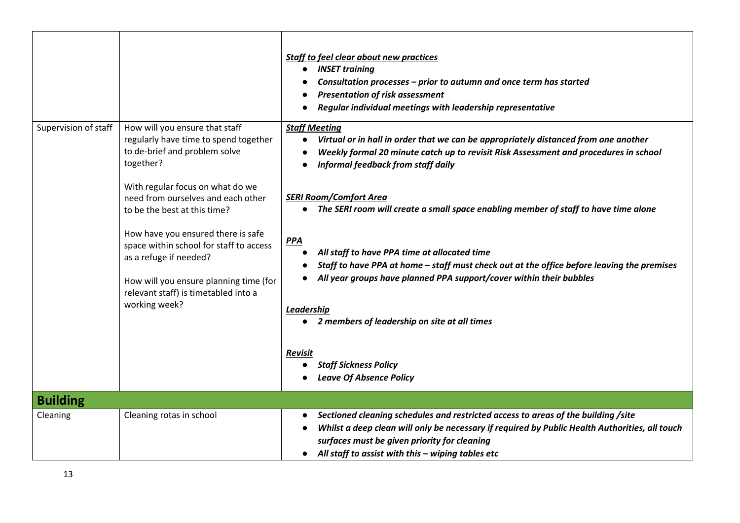| | | |
|---|---|---|
| | | ***Staff to feel clear about new practices***<br>• ***INSET training***<br>• ***Consultation processes – prior to autumn and once term has started***<br>• ***Presentation of risk assessment***<br>• ***Regular individual meetings with leadership representative*** |
| Supervision of staff | How will you ensure that staff regularly have time to spend together to de-brief and problem solve together?<br><br>With regular focus on what do we need from ourselves and each other to be the best at this time?<br><br>How have you ensured there is safe space within school for staff to access as a refuge if needed?<br><br>How will you ensure planning time (for relevant staff) is timetabled into a working week? | ***Staff Meeting***<br>• ***Virtual or in hall in order that we can be appropriately distanced from one another***<br>• ***Weekly formal 20 minute catch up to revisit Risk Assessment and procedures in school***<br>• ***Informal feedback from staff daily***<br><br>***SERI Room/Comfort Area***<br>• ***The SERI room will create a small space enabling member of staff to have time alone***<br><br>***PPA***<br>• ***All staff to have PPA time at allocated time***<br>• ***Staff to have PPA at home – staff must check out at the office before leaving the premises***<br>• ***All year groups have planned PPA support/cover within their bubbles***<br><br>***Leadership***<br>• ***2 members of leadership on site at all times***<br><br>***Revisit***<br>• ***Staff Sickness Policy***<br>• ***Leave Of Absence Policy*** |
| **Building** | | |
| Cleaning | Cleaning rotas in school | • ***Sectioned cleaning schedules and restricted access to areas of the building /site***<br>• ***Whilst a deep clean will only be necessary if required by Public Health Authorities, all touch surfaces must be given priority for cleaning***<br>• ***All staff to assist with this – wiping tables etc*** |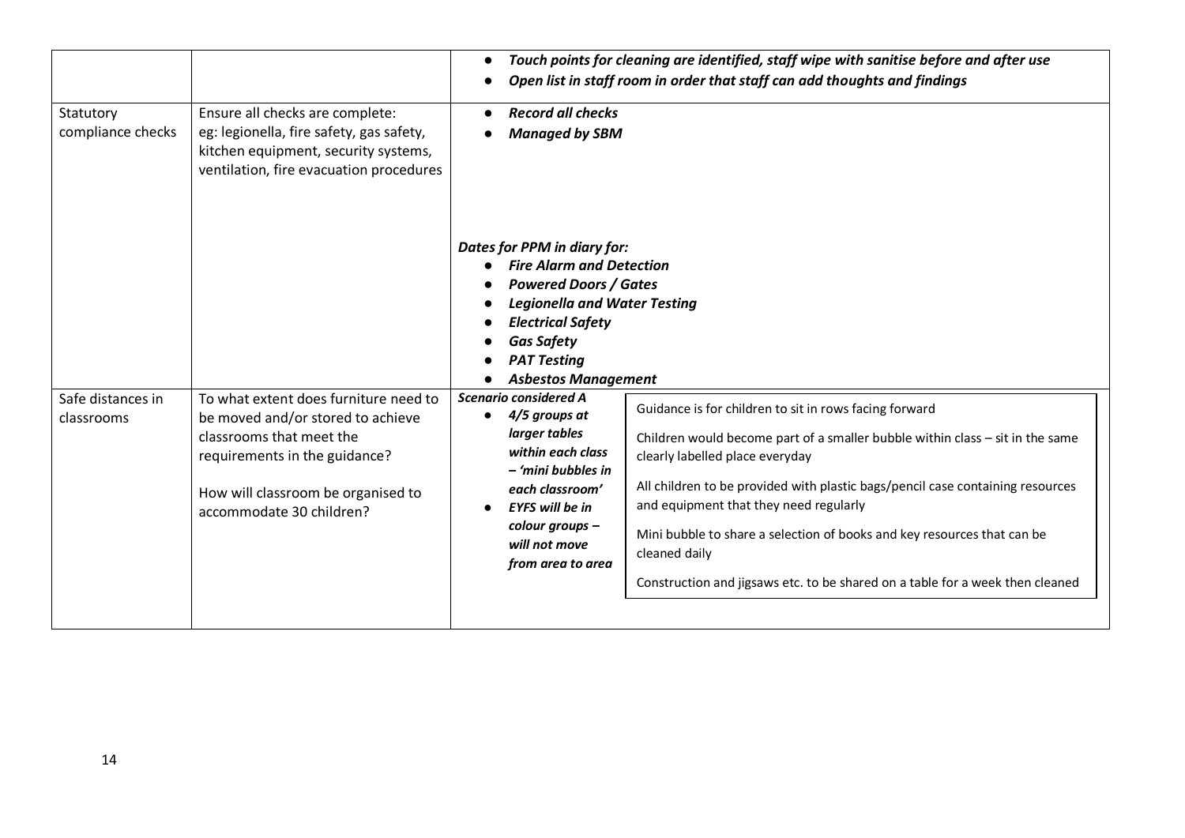| | | |
|---|---|---|
| | | • ***Touch points for cleaning are identified, staff wipe with sanitise before and after use***<br>• ***Open list in staff room in order that staff can add thoughts and findings*** |
| Statutory compliance checks | Ensure all checks are complete: eg: legionella, fire safety, gas safety, kitchen equipment, security systems, ventilation, fire evacuation procedures | • ***Record all checks***<br>• ***Managed by SBM***<br><br>***Dates for PPM in diary for:***<br>• ***Fire Alarm and Detection***<br>• ***Powered Doors / Gates***<br>• ***Legionella and Water Testing***<br>• ***Electrical Safety***<br>• ***Gas Safety***<br>• ***PAT Testing***<br>• ***Asbestos Management*** |
| Safe distances in classrooms | To what extent does furniture need to be moved and/or stored to achieve classrooms that meet the requirements in the guidance?<br><br>How will classroom be organised to accommodate 30 children? | ***Scenario considered A***<br>• ***4/5 groups at larger tables within each class – 'mini bubbles in each classroom'***<br>• ***EYFS will be in colour groups – will not move from area to area***<br><br>Guidance is for children to sit in rows facing forward<br><br>Children would become part of a smaller bubble within class – sit in the same clearly labelled place everyday<br><br>All children to be provided with plastic bags/pencil case containing resources and equipment that they need regularly<br><br>Mini bubble to share a selection of books and key resources that can be cleaned daily<br><br>Construction and jigsaws etc. to be shared on a table for a week then cleaned |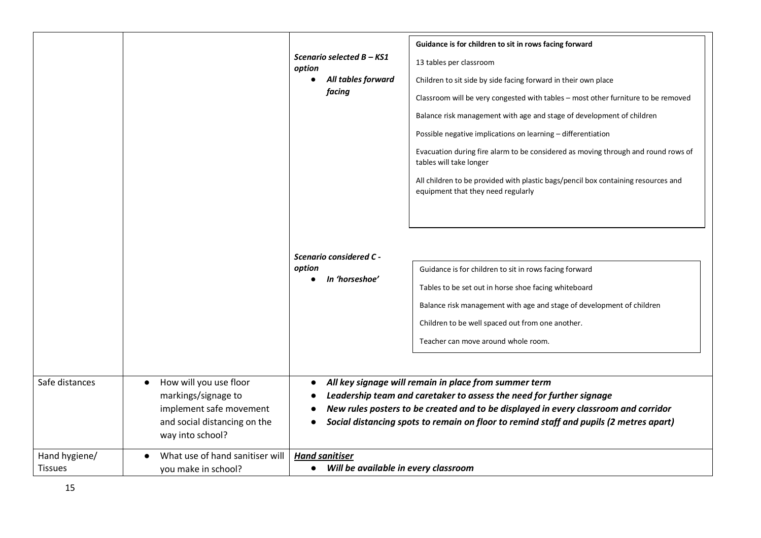| | | | |
|---|---|---|---|
| | | *Scenario selected B – KS1 option*<br>● *All tables forward facing* | **Guidance is for children to sit in rows facing forward**<br><br>13 tables per classroom<br><br>Children to sit side by side facing forward in their own place<br><br>Classroom will be very congested with tables – most other furniture to be removed<br><br>Balance risk management with age and stage of development of children<br><br>Possible negative implications on learning – differentiation<br><br>Evacuation during fire alarm to be considered as moving through and round rows of tables will take longer<br><br>All children to be provided with plastic bags/pencil box containing resources and equipment that they need regularly |
| | | *Scenario considered C - option*<br>● *In 'horseshoe'* | Guidance is for children to sit in rows facing forward<br><br>Tables to be set out in horse shoe facing whiteboard<br><br>Balance risk management with age and stage of development of children<br><br>Children to be well spaced out from one another.<br><br>Teacher can move around whole room. |
| Safe distances | ● How will you use floor markings/signage to implement safe movement and social distancing on the way into school? | ● ***All key signage will remain in place from summer term***<br>● ***Leadership team and caretaker to assess the need for further signage***<br>● ***New rules posters to be created and to be displayed in every classroom and corridor***<br>● ***Social distancing spots to remain on floor to remind staff and pupils (2 metres apart)*** | |
| Hand hygiene/ Tissues | ● What use of hand sanitiser will you make in school? | ***Hand sanitiser***<br>● ***Will be available in every classroom*** | |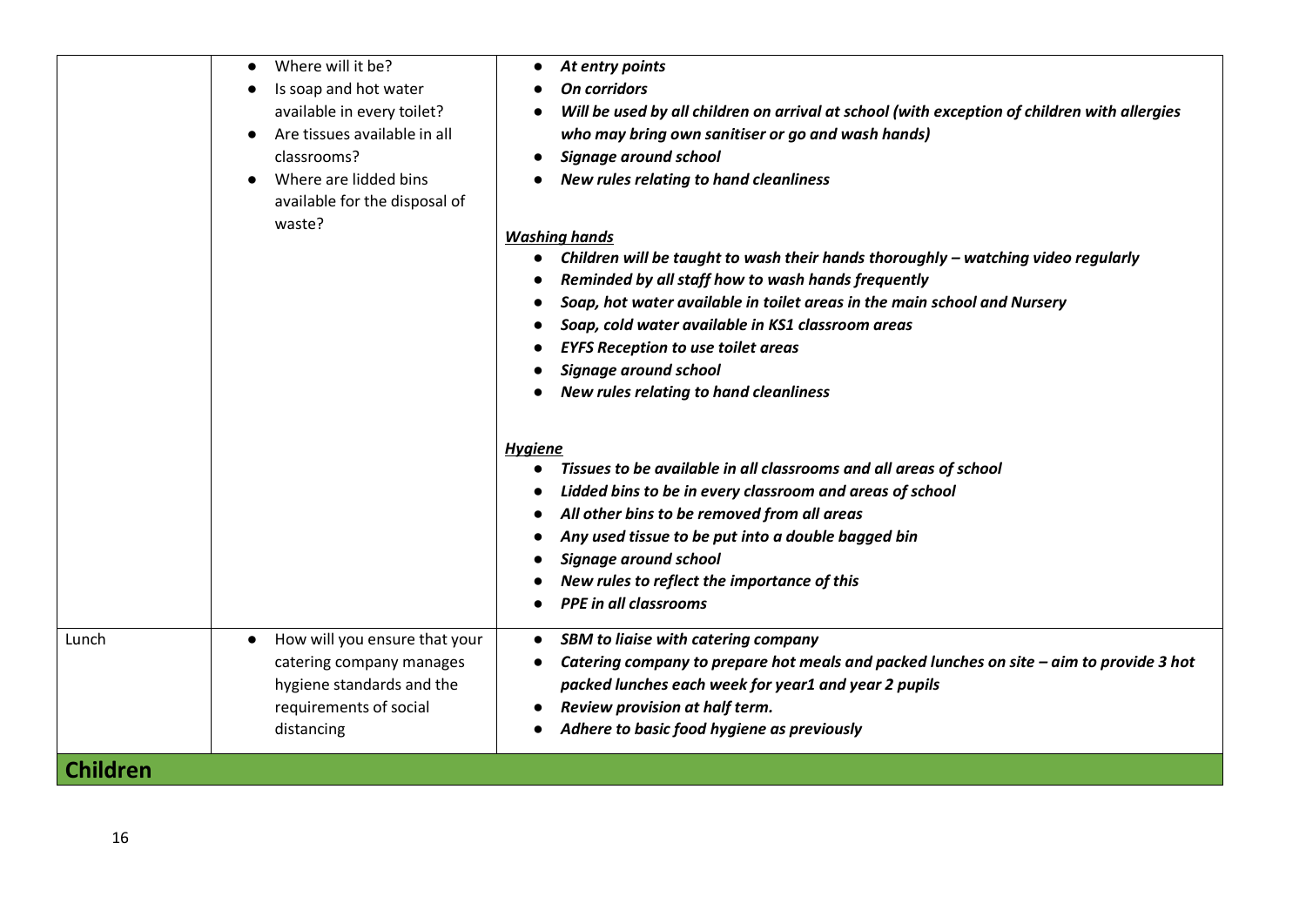| | | |
|---|---|---|
| | • Where will it be?<br>• Is soap and hot water available in every toilet?<br>• Are tissues available in all classrooms?<br>• Where are lidded bins available for the disposal of waste? | • ***At entry points***<br>• ***On corridors***<br>• ***Will be used by all children on arrival at school (with exception of children with allergies who may bring own sanitiser or go and wash hands)***<br>• ***Signage around school***<br>• ***New rules relating to hand cleanliness***<br><br>***<u>Washing hands</u>***<br>• ***Children will be taught to wash their hands thoroughly – watching video regularly***<br>• ***Reminded by all staff how to wash hands frequently***<br>• ***Soap, hot water available in toilet areas in the main school and Nursery***<br>• ***Soap, cold water available in KS1 classroom areas***<br>• ***EYFS Reception to use toilet areas***<br>• ***Signage around school***<br>• ***New rules relating to hand cleanliness***<br><br>***<u>Hygiene</u>***<br>• ***Tissues to be available in all classrooms and all areas of school***<br>• ***Lidded bins to be in every classroom and areas of school***<br>• ***All other bins to be removed from all areas***<br>• ***Any used tissue to be put into a double bagged bin***<br>• ***Signage around school***<br>• ***New rules to reflect the importance of this***<br>• ***PPE in all classrooms*** |
| Lunch | • How will you ensure that your catering company manages hygiene standards and the requirements of social distancing | • ***SBM to liaise with catering company***<br>• ***Catering company to prepare hot meals and packed lunches on site – aim to provide 3 hot packed lunches each week for year1 and year 2 pupils***<br>• ***Review provision at half term.***<br>• ***Adhere to basic food hygiene as previously*** |
| **Children** | | |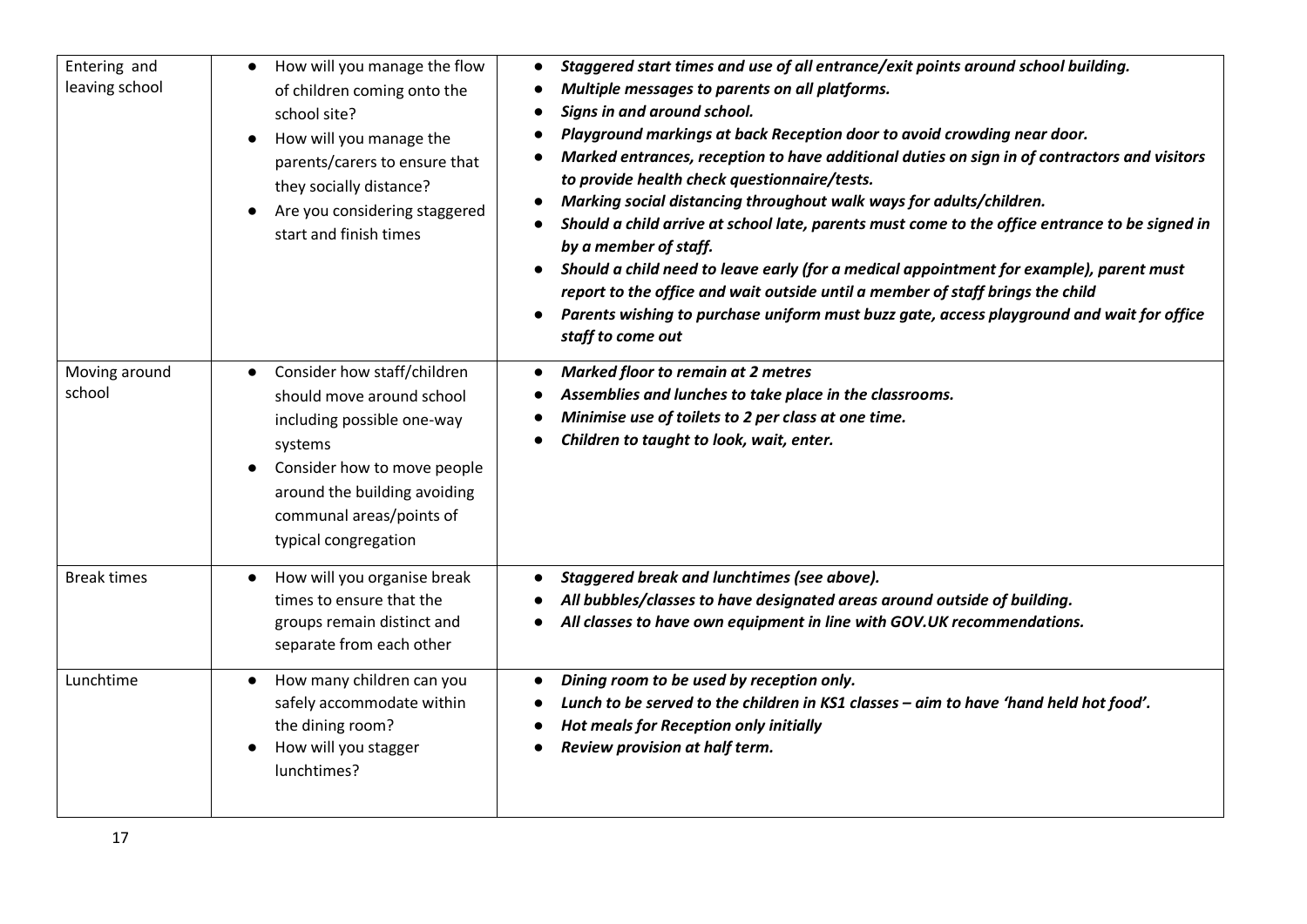| | | |
|---|---|---|
| Entering and leaving school | • How will you manage the flow of children coming onto the school site?<br>• How will you manage the parents/carers to ensure that they socially distance?<br>• Are you considering staggered start and finish times | • ***Staggered start times and use of all entrance/exit points around school building.***<br>• ***Multiple messages to parents on all platforms.***<br>• ***Signs in and around school.***<br>• ***Playground markings at back Reception door to avoid crowding near door.***<br>• ***Marked entrances, reception to have additional duties on sign in of contractors and visitors to provide health check questionnaire/tests.***<br>• ***Marking social distancing throughout walk ways for adults/children.***<br>• ***Should a child arrive at school late, parents must come to the office entrance to be signed in by a member of staff.***<br>• ***Should a child need to leave early (for a medical appointment for example), parent must report to the office and wait outside until a member of staff brings the child***<br>• ***Parents wishing to purchase uniform must buzz gate, access playground and wait for office staff to come out*** |
| Moving around school | • Consider how staff/children should move around school including possible one-way systems<br>• Consider how to move people around the building avoiding communal areas/points of typical congregation | • ***Marked floor to remain at 2 metres***<br>• ***Assemblies and lunches to take place in the classrooms.***<br>• ***Minimise use of toilets to 2 per class at one time.***<br>• ***Children to taught to look, wait, enter.*** |
| Break times | • How will you organise break times to ensure that the groups remain distinct and separate from each other | • ***Staggered break and lunchtimes (see above).***<br>• ***All bubbles/classes to have designated areas around outside of building.***<br>• ***All classes to have own equipment in line with GOV.UK recommendations.*** |
| Lunchtime | • How many children can you safely accommodate within the dining room?<br>• How will you stagger lunchtimes? | • ***Dining room to be used by reception only.***<br>• ***Lunch to be served to the children in KS1 classes – aim to have 'hand held hot food'.***<br>• ***Hot meals for Reception only initially***<br>• ***Review provision at half term.*** |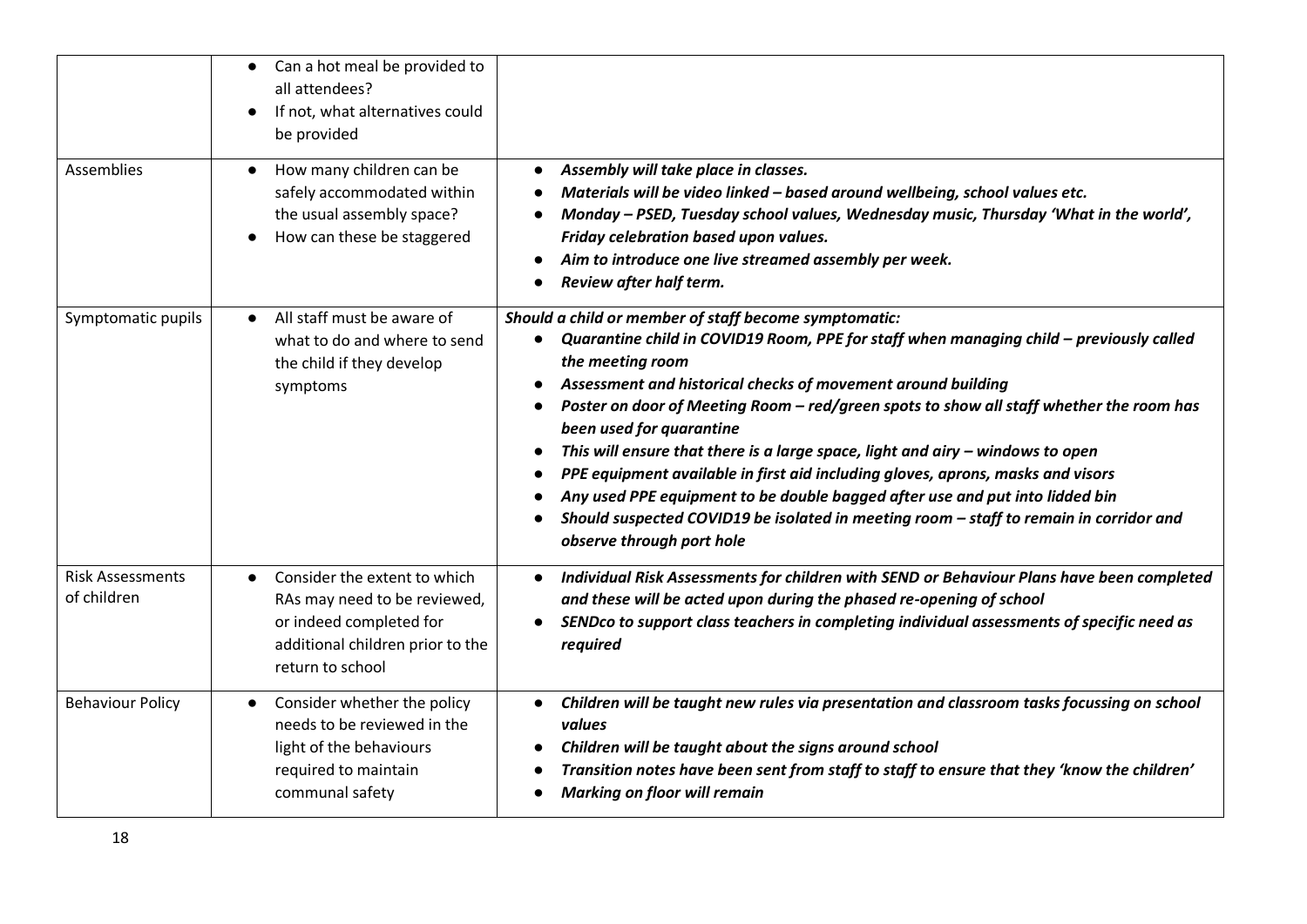| | | |
|---|---|---|
| | • Can a hot meal be provided to all attendees?<br>• If not, what alternatives could be provided | |
| Assemblies | • How many children can be safely accommodated within the usual assembly space?<br>• How can these be staggered | • ***Assembly will take place in classes.***<br>• ***Materials will be video linked – based around wellbeing, school values etc.***<br>• ***Monday – PSED, Tuesday school values, Wednesday music, Thursday 'What in the world', Friday celebration based upon values.***<br>• ***Aim to introduce one live streamed assembly per week.***<br>• ***Review after half term.*** |
| Symptomatic pupils | • All staff must be aware of what to do and where to send the child if they develop symptoms | ***Should a child or member of staff become symptomatic:***<br>• ***Quarantine child in COVID19 Room, PPE for staff when managing child – previously called the meeting room***<br>• ***Assessment and historical checks of movement around building***<br>• ***Poster on door of Meeting Room – red/green spots to show all staff whether the room has been used for quarantine***<br>• ***This will ensure that there is a large space, light and airy – windows to open***<br>• ***PPE equipment available in first aid including gloves, aprons, masks and visors***<br>• ***Any used PPE equipment to be double bagged after use and put into lidded bin***<br>• ***Should suspected COVID19 be isolated in meeting room – staff to remain in corridor and observe through port hole*** |
| Risk Assessments of children | • Consider the extent to which RAs may need to be reviewed, or indeed completed for additional children prior to the return to school | • ***Individual Risk Assessments for children with SEND or Behaviour Plans have been completed and these will be acted upon during the phased re-opening of school***<br>• ***SENDco to support class teachers in completing individual assessments of specific need as required*** |
| Behaviour Policy | • Consider whether the policy needs to be reviewed in the light of the behaviours required to maintain communal safety | • ***Children will be taught new rules via presentation and classroom tasks focussing on school values***<br>• ***Children will be taught about the signs around school***<br>• ***Transition notes have been sent from staff to staff to ensure that they 'know the children'***<br>• ***Marking on floor will remain*** |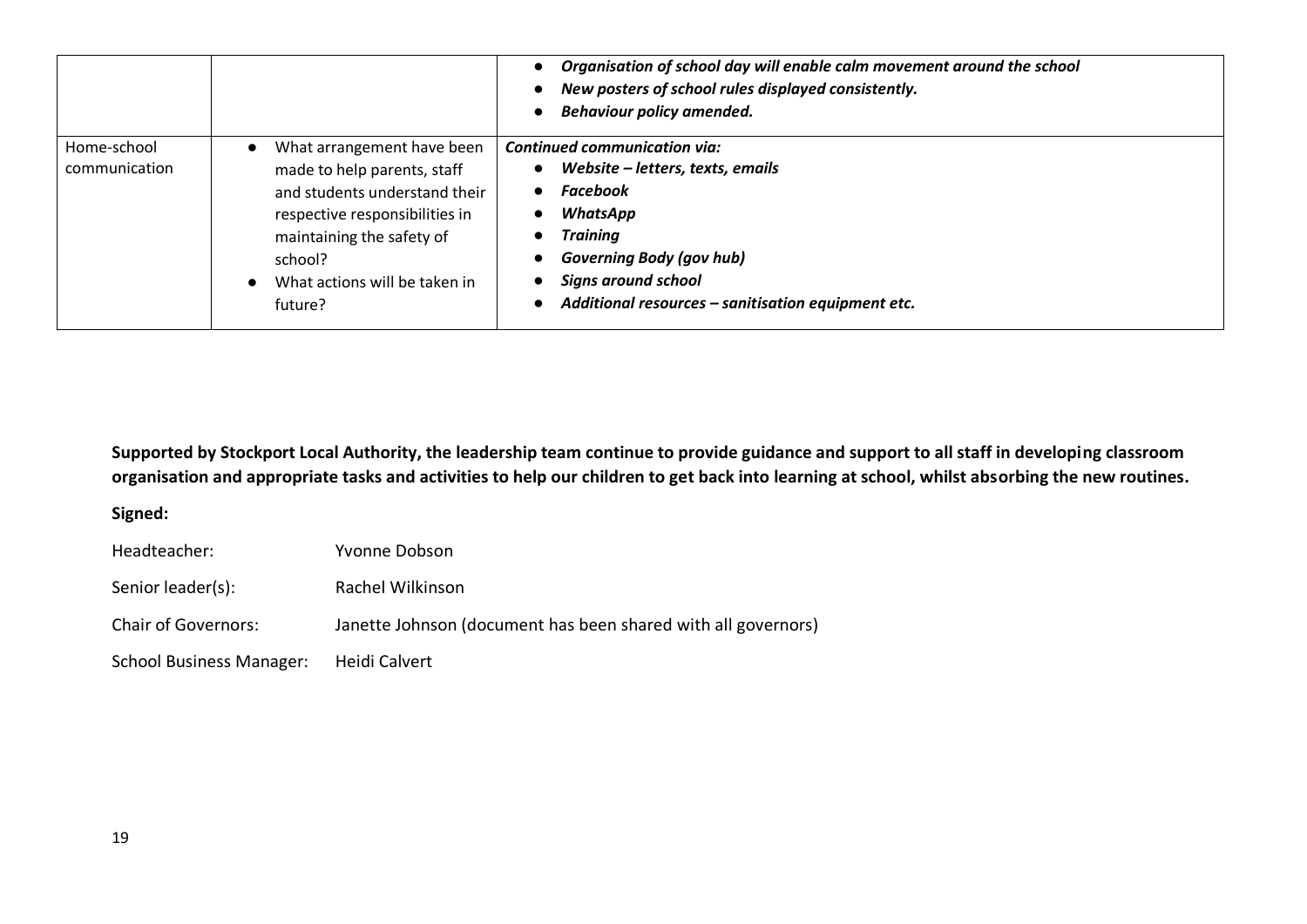| | | |
|---|---|---|
| | | ● ***Organisation of school day will enable calm movement around the school***<br>● ***New posters of school rules displayed consistently.***<br>● ***Behaviour policy amended.*** |
| Home-school communication | ● What arrangement have been made to help parents, staff and students understand their respective responsibilities in maintaining the safety of school?<br>● What actions will be taken in future? | ***Continued communication via:***<br>● ***Website – letters, texts, emails***<br>● ***Facebook***<br>● ***WhatsApp***<br>● ***Training***<br>● ***Governing Body (gov hub)***<br>● ***Signs around school***<br>● ***Additional resources – sanitisation equipment etc.*** |

**Supported by Stockport Local Authority, the leadership team continue to provide guidance and support to all staff in developing classroom organisation and appropriate tasks and activities to help our children to get back into learning at school, whilst absorbing the new routines.**

**Signed:**

Headteacher: Yvonne Dobson

Senior leader(s): Rachel Wilkinson

Chair of Governors: Janette Johnson (document has been shared with all governors)

School Business Manager: Heidi Calvert